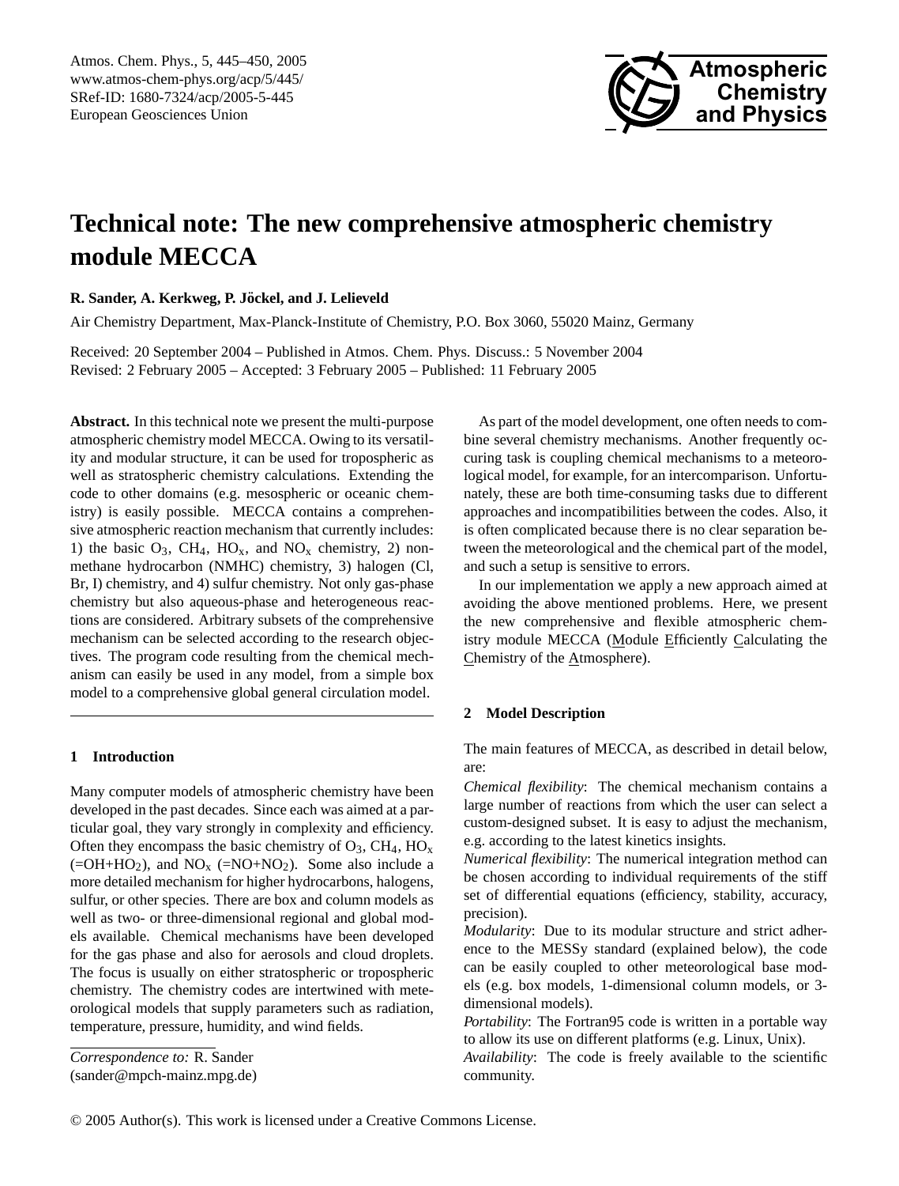# Technical note: The new comprehensive atmospheric chemistry module MECCA

**R. Sander, A. Kerkweg, P. Jöckel, and J. Lelieveld**

Air Chemistry Department, Max-Planck-Institute of Chemistry, P.O. Box 3060, 55020 Mainz, Germany

Received: 20 September 2004 – Published in Atmos. Chem. Phys. Discuss.: 5 November 2004
Revised: 2 February 2005 – Accepted: 3 February 2005 – Published: 11 February 2005

**Abstract.** In this technical note we present the multi-purpose atmospheric chemistry model MECCA. Owing to its versatility and modular structure, it can be used for tropospheric as well as stratospheric chemistry calculations. Extending the code to other domains (e.g. mesospheric or oceanic chemistry) is easily possible. MECCA contains a comprehensive atmospheric reaction mechanism that currently includes: 1) the basic $O_3$, $CH_4$, $HO_x$, and $NO_x$ chemistry, 2) non-methane hydrocarbon (NMHC) chemistry, 3) halogen (Cl, Br, I) chemistry, and 4) sulfur chemistry. Not only gas-phase chemistry but also aqueous-phase and heterogeneous reactions are considered. Arbitrary subsets of the comprehensive mechanism can be selected according to the research objectives. The program code resulting from the chemical mechanism can easily be used in any model, from a simple box model to a comprehensive global general circulation model.

## 1 Introduction

Many computer models of atmospheric chemistry have been developed in the past decades. Since each was aimed at a particular goal, they vary strongly in complexity and efficiency. Often they encompass the basic chemistry of $O_3$, $CH_4$, $HO_x$ (=$OH$+$HO_2$), and $NO_x$ (=$NO$+$NO_2$). Some also include a more detailed mechanism for higher hydrocarbons, halogens, sulfur, or other species. There are box and column models as well as two- or three-dimensional regional and global models available. Chemical mechanisms have been developed for the gas phase and also for aerosols and cloud droplets. The focus is usually on either stratospheric or tropospheric chemistry. The chemistry codes are intertwined with meteorological models that supply parameters such as radiation, temperature, pressure, humidity, and wind fields.

As part of the model development, one often needs to combine several chemistry mechanisms. Another frequently occuring task is coupling chemical mechanisms to a meteorological model, for example, for an intercomparison. Unfortunately, these are both time-consuming tasks due to different approaches and incompatibilities between the codes. Also, it is often complicated because there is no clear separation between the meteorological and the chemical part of the model, and such a setup is sensitive to errors.

In our implementation we apply a new approach aimed at avoiding the above mentioned problems. Here, we present the new comprehensive and flexible atmospheric chemistry module MECCA (Module Efficiently Calculating the Chemistry of the Atmosphere).

## 2 Model Description

The main features of MECCA, as described in detail below, are:

*Chemical flexibility*: The chemical mechanism contains a large number of reactions from which the user can select a custom-designed subset. It is easy to adjust the mechanism, e.g. according to the latest kinetics insights.

*Numerical flexibility*: The numerical integration method can be chosen according to individual requirements of the stiff set of differential equations (efficiency, stability, accuracy, precision).

*Modularity*: Due to its modular structure and strict adherence to the MESSy standard (explained below), the code can be easily coupled to other meteorological base models (e.g. box models, 1-dimensional column models, or 3-dimensional models).

*Portability*: The Fortran95 code is written in a portable way to allow its use on different platforms (e.g. Linux, Unix).

*Availability*: The code is freely available to the scientific community.

*Correspondence to:* R. Sander
(sander@mpch-mainz.mpg.de)

© 2005 Author(s). This work is licensed under a Creative Commons License.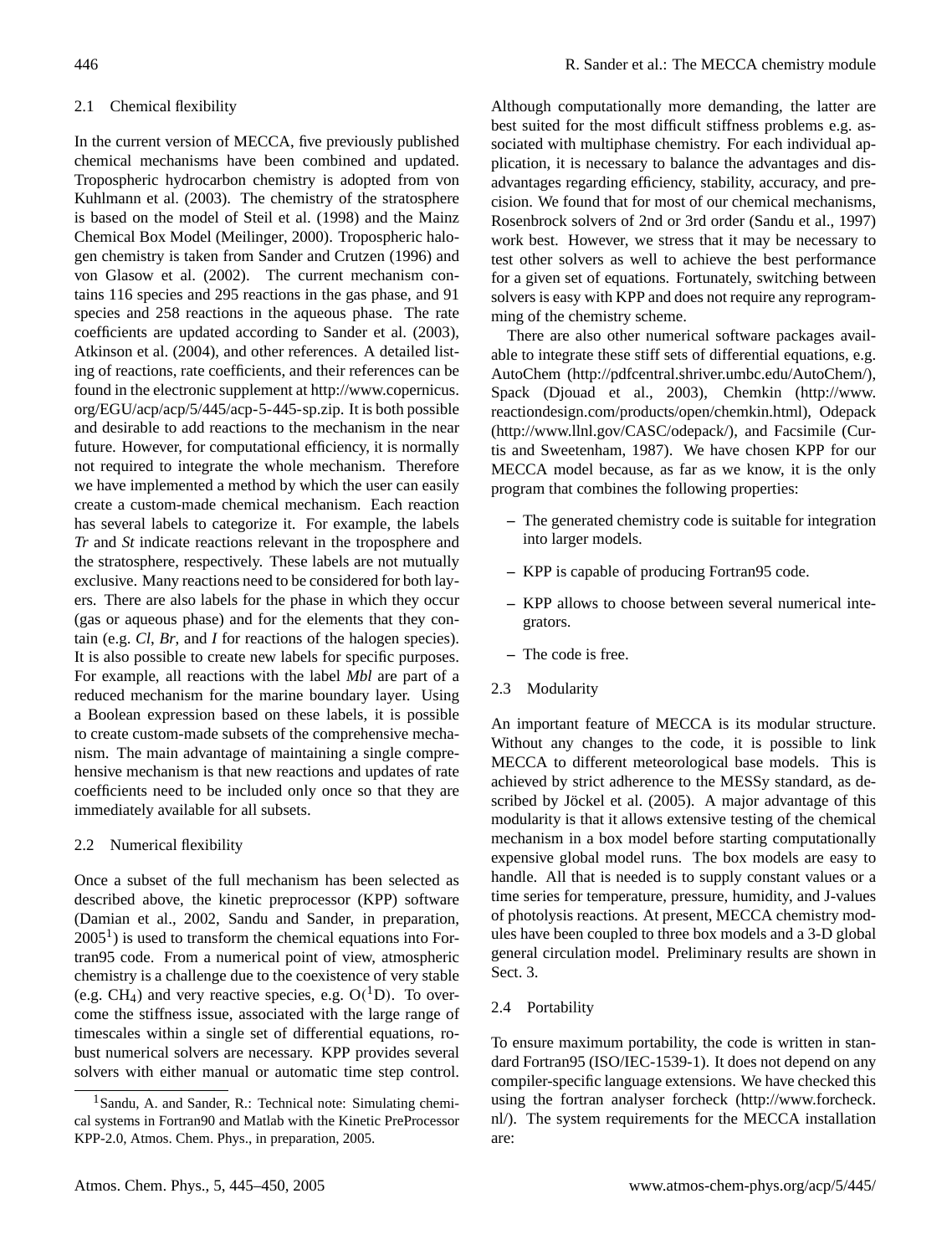### 2.1 Chemical flexibility

In the current version of MECCA, five previously published chemical mechanisms have been combined and updated. Tropospheric hydrocarbon chemistry is adopted from von Kuhlmann et al. (2003). The chemistry of the stratosphere is based on the model of Steil et al. (1998) and the Mainz Chemical Box Model (Meilinger, 2000). Tropospheric halogen chemistry is taken from Sander and Crutzen (1996) and von Glasow et al. (2002). The current mechanism contains 116 species and 295 reactions in the gas phase, and 91 species and 258 reactions in the aqueous phase. The rate coefficients are updated according to Sander et al. (2003), Atkinson et al. (2004), and other references. A detailed listing of reactions, rate coefficients, and their references can be found in the electronic supplement at http://www.copernicus.org/EGU/acp/acp/5/445/acp-5-445-sp.zip. It is both possible and desirable to add reactions to the mechanism in the near future. However, for computational efficiency, it is normally not required to integrate the whole mechanism. Therefore we have implemented a method by which the user can easily create a custom-made chemical mechanism. Each reaction has several labels to categorize it. For example, the labels *Tr* and *St* indicate reactions relevant in the troposphere and the stratosphere, respectively. These labels are not mutually exclusive. Many reactions need to be considered for both layers. There are also labels for the phase in which they occur (gas or aqueous phase) and for the elements that they contain (e.g. *Cl*, *Br*, and *I* for reactions of the halogen species). It is also possible to create new labels for specific purposes. For example, all reactions with the label *Mbl* are part of a reduced mechanism for the marine boundary layer. Using a Boolean expression based on these labels, it is possible to create custom-made subsets of the comprehensive mechanism. The main advantage of maintaining a single comprehensive mechanism is that new reactions and updates of rate coefficients need to be included only once so that they are immediately available for all subsets.

### 2.2 Numerical flexibility

Once a subset of the full mechanism has been selected as described above, the kinetic preprocessor (KPP) software (Damian et al., 2002, Sandu and Sander, in preparation, 2005[1]) is used to transform the chemical equations into Fortran95 code. From a numerical point of view, atmospheric chemistry is a challenge due to the coexistence of very stable (e.g. $CH_4$) and very reactive species, e.g. $O(^1D)$. To overcome the stiffness issue, associated with the large range of timescales within a single set of differential equations, robust numerical solvers are necessary. KPP provides several solvers with either manual or automatic time step control. Although computationally more demanding, the latter are best suited for the most difficult stiffness problems e.g. associated with multiphase chemistry. For each individual application, it is necessary to balance the advantages and disadvantages regarding efficiency, stability, accuracy, and precision. We found that for most of our chemical mechanisms, Rosenbrock solvers of 2nd or 3rd order (Sandu et al., 1997) work best. However, we stress that it may be necessary to test other solvers as well to achieve the best performance for a given set of equations. Fortunately, switching between solvers is easy with KPP and does not require any reprogramming of the chemistry scheme.

There are also other numerical software packages available to integrate these stiff sets of differential equations, e.g. AutoChem (http://pdfcentral.shriver.umbc.edu/AutoChem/), Spack (Djouad et al., 2003), Chemkin (http://www.reactiondesign.com/products/open/chemkin.html), Odepack (http://www.llnl.gov/CASC/odepack/), and Facsimile (Curtis and Sweetenham, 1987). We have chosen KPP for our MECCA model because, as far as we know, it is the only program that combines the following properties:

- The generated chemistry code is suitable for integration into larger models.
- KPP is capable of producing Fortran95 code.
- KPP allows to choose between several numerical integrators.
- The code is free.

### 2.3 Modularity

An important feature of MECCA is its modular structure. Without any changes to the code, it is possible to link MECCA to different meteorological base models. This is achieved by strict adherence to the MESSy standard, as described by Jöckel et al. (2005). A major advantage of this modularity is that it allows extensive testing of the chemical mechanism in a box model before starting computationally expensive global model runs. The box models are easy to handle. All that is needed is to supply constant values or a time series for temperature, pressure, humidity, and J-values of photolysis reactions. At present, MECCA chemistry modules have been coupled to three box models and a 3-D global general circulation model. Preliminary results are shown in Sect. 3.

### 2.4 Portability

To ensure maximum portability, the code is written in standard Fortran95 (ISO/IEC-1539-1). It does not depend on any compiler-specific language extensions. We have checked this using the fortran analyser forcheck (http://www.forcheck.nl/). The system requirements for the MECCA installation are:

---

[1] Sandu, A. and Sander, R.: Technical note: Simulating chemical systems in Fortran90 and Matlab with the Kinetic PreProcessor KPP-2.0, Atmos. Chem. Phys., in preparation, 2005.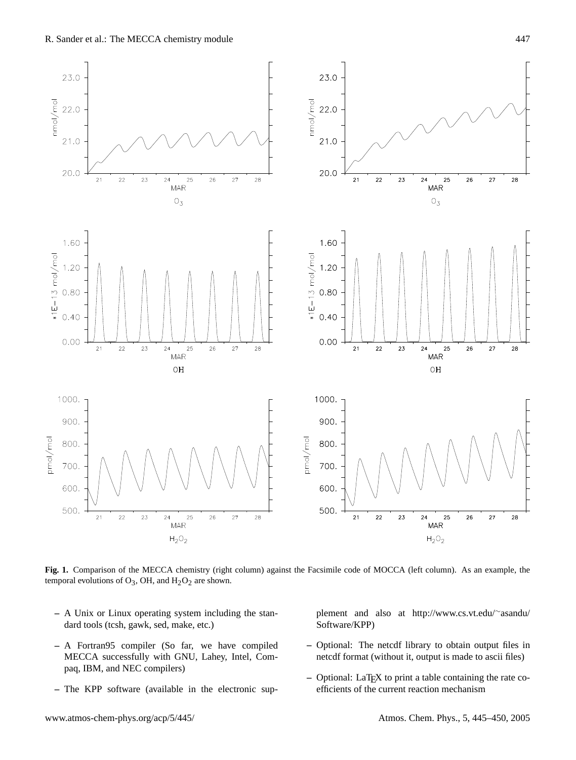**Fig. 1.** Comparison of the MECCA chemistry (right column) against the Facsimile code of MOCCA (left column). As an example, the temporal evolutions of $O_3$, OH, and $H_2O_2$ are shown.

- A Unix or Linux operating system including the standard tools (tcsh, gawk, sed, make, etc.)
- A Fortran95 compiler (So far, we have compiled MECCA successfully with GNU, Lahey, Intel, Compaq, IBM, and NEC compilers)
- The KPP software (available in the electronic supplement and also at http://www.cs.vt.edu/~asandu/Software/KPP)
- Optional: The netcdf library to obtain output files in netcdf format (without it, output is made to ascii files)
- Optional: LaTeX to print a table containing the rate coefficients of the current reaction mechanism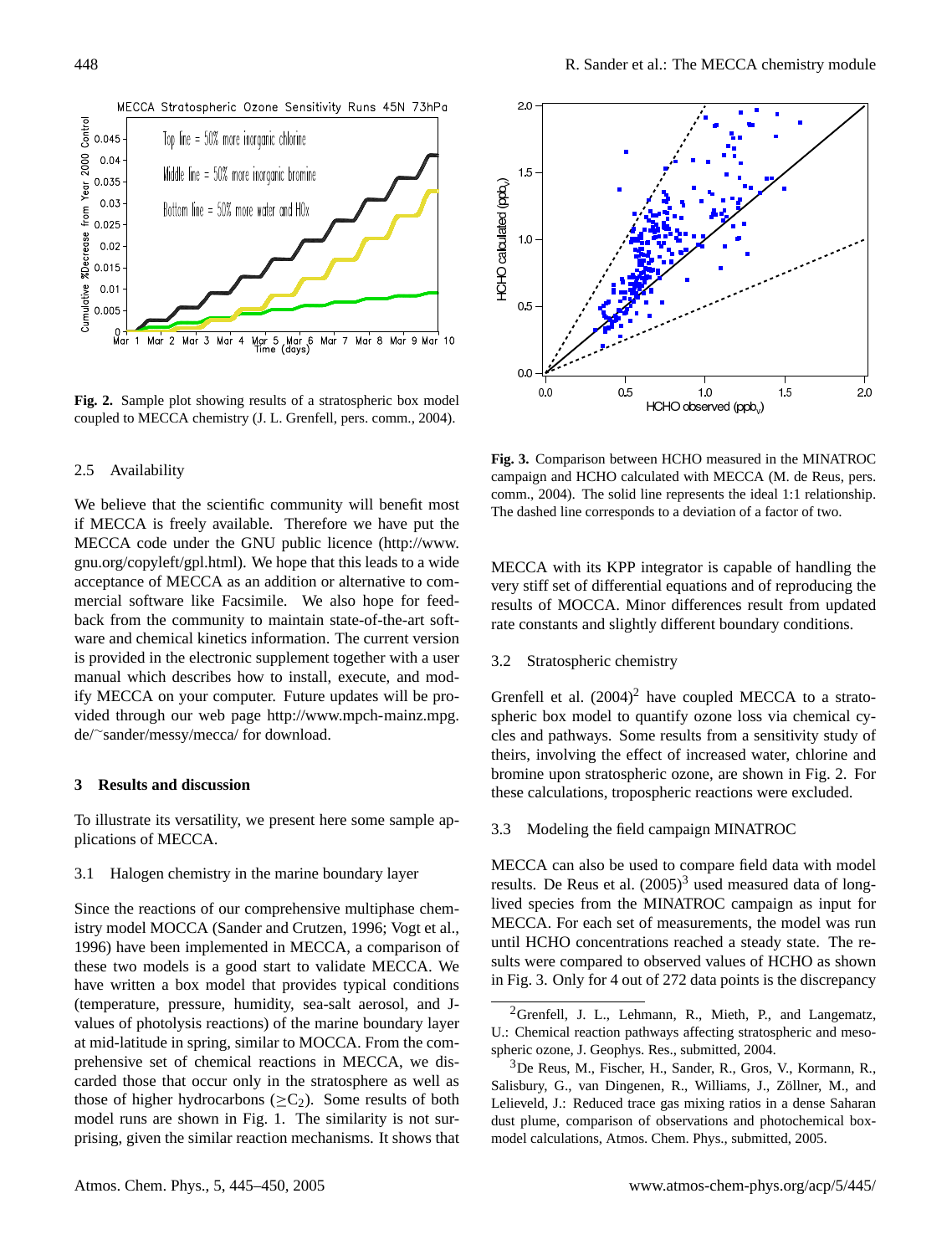Fig. 2. Sample plot showing results of a stratospheric box model coupled to MECCA chemistry (J. L. Grenfell, pers. comm., 2004).

### 2.5 Availability

We believe that the scientific community will benefit most if MECCA is freely available. Therefore we have put the MECCA code under the GNU public licence (http://www.gnu.org/copyleft/gpl.html). We hope that this leads to a wide acceptance of MECCA as an addition or alternative to commercial software like Facsimile. We also hope for feedback from the community to maintain state-of-the-art software and chemical kinetics information. The current version is provided in the electronic supplement together with a user manual which describes how to install, execute, and modify MECCA on your computer. Future updates will be provided through our web page http://www.mpch-mainz.mpg.de/~sander/messy/mecca/ for download.

## 3 Results and discussion

To illustrate its versatility, we present here some sample applications of MECCA.

### 3.1 Halogen chemistry in the marine boundary layer

Since the reactions of our comprehensive multiphase chemistry model MOCCA (Sander and Crutzen, 1996; Vogt et al., 1996) have been implemented in MECCA, a comparison of these two models is a good start to validate MECCA. We have written a box model that provides typical conditions (temperature, pressure, humidity, sea-salt aerosol, and J-values of photolysis reactions) of the marine boundary layer at mid-latitude in spring, similar to MOCCA. From the comprehensive set of chemical reactions in MECCA, we discarded those that occur only in the stratosphere as well as those of higher hydrocarbons ($\geq C_2$). Some results of both model runs are shown in Fig. 1. The similarity is not surprising, given the similar reaction mechanisms. It shows that MECCA with its KPP integrator is capable of handling the very stiff set of differential equations and of reproducing the results of MOCCA. Minor differences result from updated rate constants and slightly different boundary conditions.

Fig. 3. Comparison between HCHO measured in the MINATROC campaign and HCHO calculated with MECCA (M. de Reus, pers. comm., 2004). The solid line represents the ideal 1:1 relationship. The dashed line corresponds to a deviation of a factor of two.

### 3.2 Stratospheric chemistry

Grenfell et al. (2004)[2] have coupled MECCA to a stratospheric box model to quantify ozone loss via chemical cycles and pathways. Some results from a sensitivity study of theirs, involving the effect of increased water, chlorine and bromine upon stratospheric ozone, are shown in Fig. 2. For these calculations, tropospheric reactions were excluded.

### 3.3 Modeling the field campaign MINATROC

MECCA can also be used to compare field data with model results. De Reus et al. (2005)[3] used measured data of long-lived species from the MINATROC campaign as input for MECCA. For each set of measurements, the model was run until HCHO concentrations reached a steady state. The results were compared to observed values of HCHO as shown in Fig. 3. Only for 4 out of 272 data points is the discrepancy

[2] Grenfell, J. L., Lehmann, R., Mieth, P., and Langematz, U.: Chemical reaction pathways affecting stratospheric and mesospheric ozone, J. Geophys. Res., submitted, 2004.

[3] De Reus, M., Fischer, H., Sander, R., Gros, V., Kormann, R., Salisbury, G., van Dingenen, R., Williams, J., Zöllner, M., and Lelieveld, J.: Reduced trace gas mixing ratios in a dense Saharan dust plume, comparison of observations and photochemical box-model calculations, Atmos. Chem. Phys., submitted, 2005.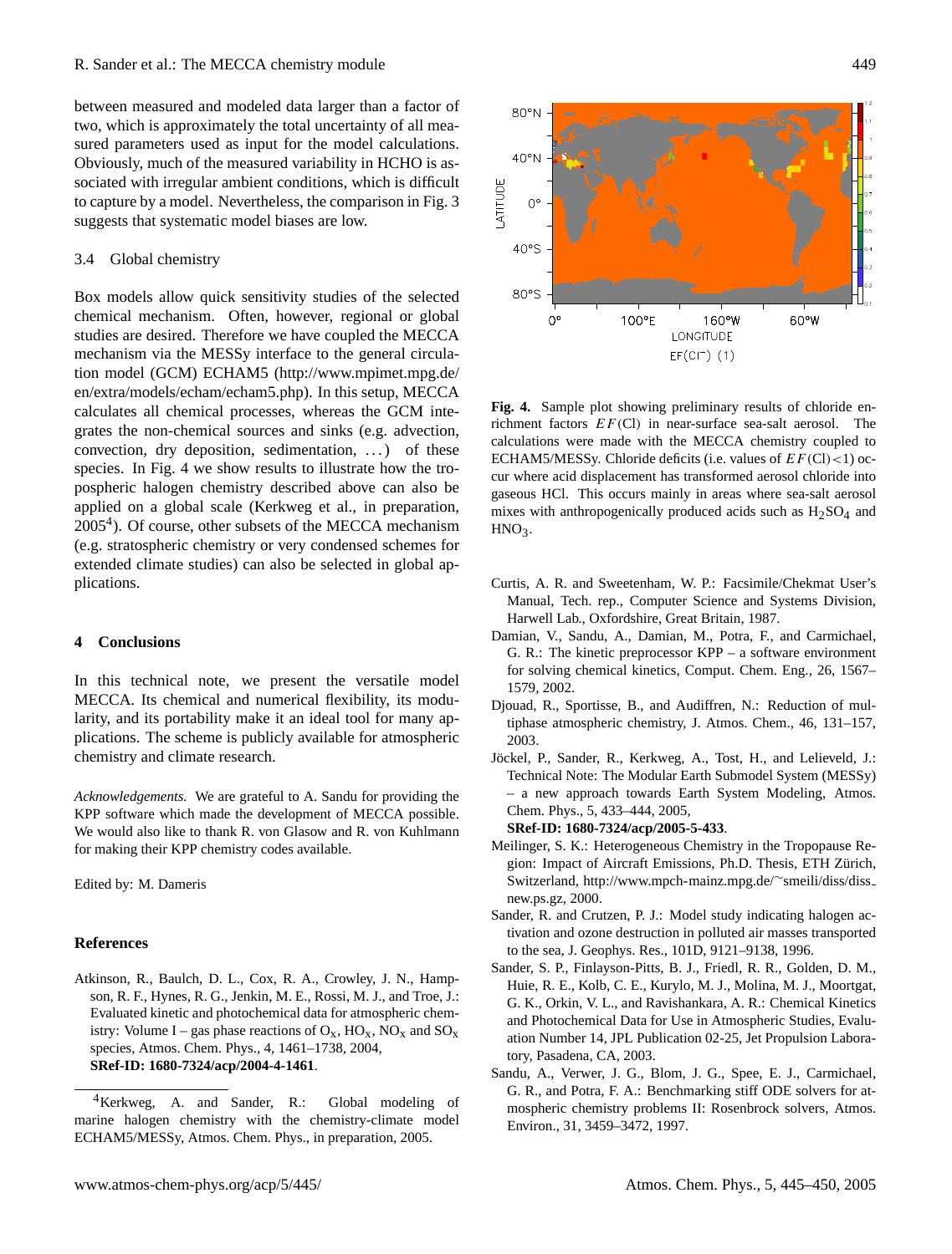between measured and modeled data larger than a factor of two, which is approximately the total uncertainty of all measured parameters used as input for the model calculations. Obviously, much of the measured variability in HCHO is associated with irregular ambient conditions, which is difficult to capture by a model. Nevertheless, the comparison in Fig. 3 suggests that systematic model biases are low.

### 3.4 Global chemistry

Box models allow quick sensitivity studies of the selected chemical mechanism. Often, however, regional or global studies are desired. Therefore we have coupled the MECCA mechanism via the MESSy interface to the general circulation model (GCM) ECHAM5 (http://www.mpimet.mpg.de/en/extra/models/echam/echam5.php). In this setup, MECCA calculates all chemical processes, whereas the GCM integrates the non-chemical sources and sinks (e.g. advection, convection, dry deposition, sedimentation, ...) of these species. In Fig. 4 we show results to illustrate how the tropospheric halogen chemistry described above can also be applied on a global scale (Kerkweg et al., in preparation, 2005[4]). Of course, other subsets of the MECCA mechanism (e.g. stratospheric chemistry or very condensed schemes for extended climate studies) can also be selected in global applications.

**Fig. 4.** Sample plot showing preliminary results of chloride enrichment factors $EF(\mathrm{Cl})$ in near-surface sea-salt aerosol. The calculations were made with the MECCA chemistry coupled to ECHAM5/MESSy. Chloride deficits (i.e. values of $EF(\mathrm{Cl})<1$) occur where acid displacement has transformed aerosol chloride into gaseous HCl. This occurs mainly in areas where sea-salt aerosol mixes with anthropogenically produced acids such as $H_2SO_4$ and $HNO_3$.

## 4 Conclusions

In this technical note, we present the versatile model MECCA. Its chemical and numerical flexibility, its modularity, and its portability make it an ideal tool for many applications. The scheme is publicly available for atmospheric chemistry and climate research.

*Acknowledgements.* We are grateful to A. Sandu for providing the KPP software which made the development of MECCA possible. We would also like to thank R. von Glasow and R. von Kuhlmann for making their KPP chemistry codes available.

Edited by: M. Dameris

## References

Atkinson, R., Baulch, D. L., Cox, R. A., Crowley, J. N., Hampson, R. F., Hynes, R. G., Jenkin, M. E., Rossi, M. J., and Troe, J.: Evaluated kinetic and photochemical data for atmospheric chemistry: Volume I – gas phase reactions of $O_x$, $HO_x$, $NO_x$ and $SO_x$ species, Atmos. Chem. Phys., 4, 1461–1738, 2004, **SRef-ID: 1680-7324/acp/2004-4-1461**.

Curtis, A. R. and Sweetenham, W. P.: Facsimile/Chekmat User's Manual, Tech. rep., Computer Science and Systems Division, Harwell Lab., Oxfordshire, Great Britain, 1987.

Damian, V., Sandu, A., Damian, M., Potra, F., and Carmichael, G. R.: The kinetic preprocessor KPP – a software environment for solving chemical kinetics, Comput. Chem. Eng., 26, 1567–1579, 2002.

Djouad, R., Sportisse, B., and Audiffren, N.: Reduction of multiphase atmospheric chemistry, J. Atmos. Chem., 46, 131–157, 2003.

Jöckel, P., Sander, R., Kerkweg, A., Tost, H., and Lelieveld, J.: Technical Note: The Modular Earth Submodel System (MESSy) – a new approach towards Earth System Modeling, Atmos. Chem. Phys., 5, 433–444, 2005, **SRef-ID: 1680-7324/acp/2005-5-433**.

Meilinger, S. K.: Heterogeneous Chemistry in the Tropopause Region: Impact of Aircraft Emissions, Ph.D. Thesis, ETH Zürich, Switzerland, http://www.mpch-mainz.mpg.de/~smeili/diss/diss_new.ps.gz, 2000.

Sander, R. and Crutzen, P. J.: Model study indicating halogen activation and ozone destruction in polluted air masses transported to the sea, J. Geophys. Res., 101D, 9121–9138, 1996.

Sander, S. P., Finlayson-Pitts, B. J., Friedl, R. R., Golden, D. M., Huie, R. E., Kolb, C. E., Kurylo, M. J., Molina, M. J., Moortgat, G. K., Orkin, V. L., and Ravishankara, A. R.: Chemical Kinetics and Photochemical Data for Use in Atmospheric Studies, Evaluation Number 14, JPL Publication 02-25, Jet Propulsion Laboratory, Pasadena, CA, 2003.

Sandu, A., Verwer, J. G., Blom, J. G., Spee, E. J., Carmichael, G. R., and Potra, F. A.: Benchmarking stiff ODE solvers for atmospheric chemistry problems II: Rosenbrock solvers, Atmos. Environ., 31, 3459–3472, 1997.

[4] Kerkweg, A. and Sander, R.: Global modeling of marine halogen chemistry with the chemistry-climate model ECHAM5/MESSy, Atmos. Chem. Phys., in preparation, 2005.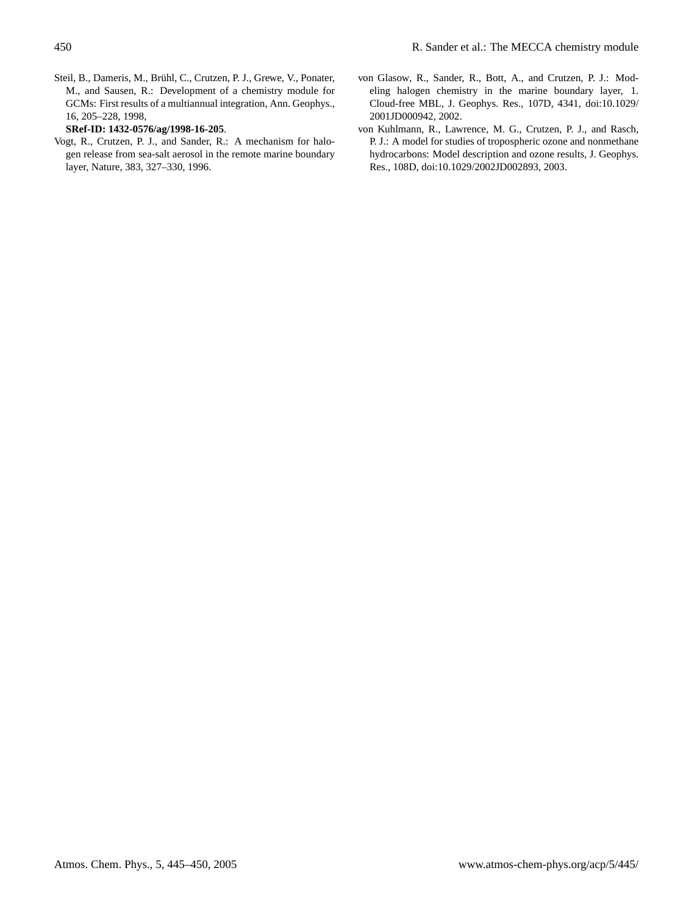Steil, B., Dameris, M., Brühl, C., Crutzen, P. J., Grewe, V., Ponater, M., and Sausen, R.: Development of a chemistry module for GCMs: First results of a multiannual integration, Ann. Geophys., 16, 205–228, 1998, **SRef-ID: 1432-0576/ag/1998-16-205**.

Vogt, R., Crutzen, P. J., and Sander, R.: A mechanism for halogen release from sea-salt aerosol in the remote marine boundary layer, Nature, 383, 327–330, 1996.

von Glasow, R., Sander, R., Bott, A., and Crutzen, P. J.: Modeling halogen chemistry in the marine boundary layer, 1. Cloud-free MBL, J. Geophys. Res., 107D, 4341, doi:10.1029/2001JD000942, 2002.

von Kuhlmann, R., Lawrence, M. G., Crutzen, P. J., and Rasch, P. J.: A model for studies of tropospheric ozone and nonmethane hydrocarbons: Model description and ozone results, J. Geophys. Res., 108D, doi:10.1029/2002JD002893, 2003.